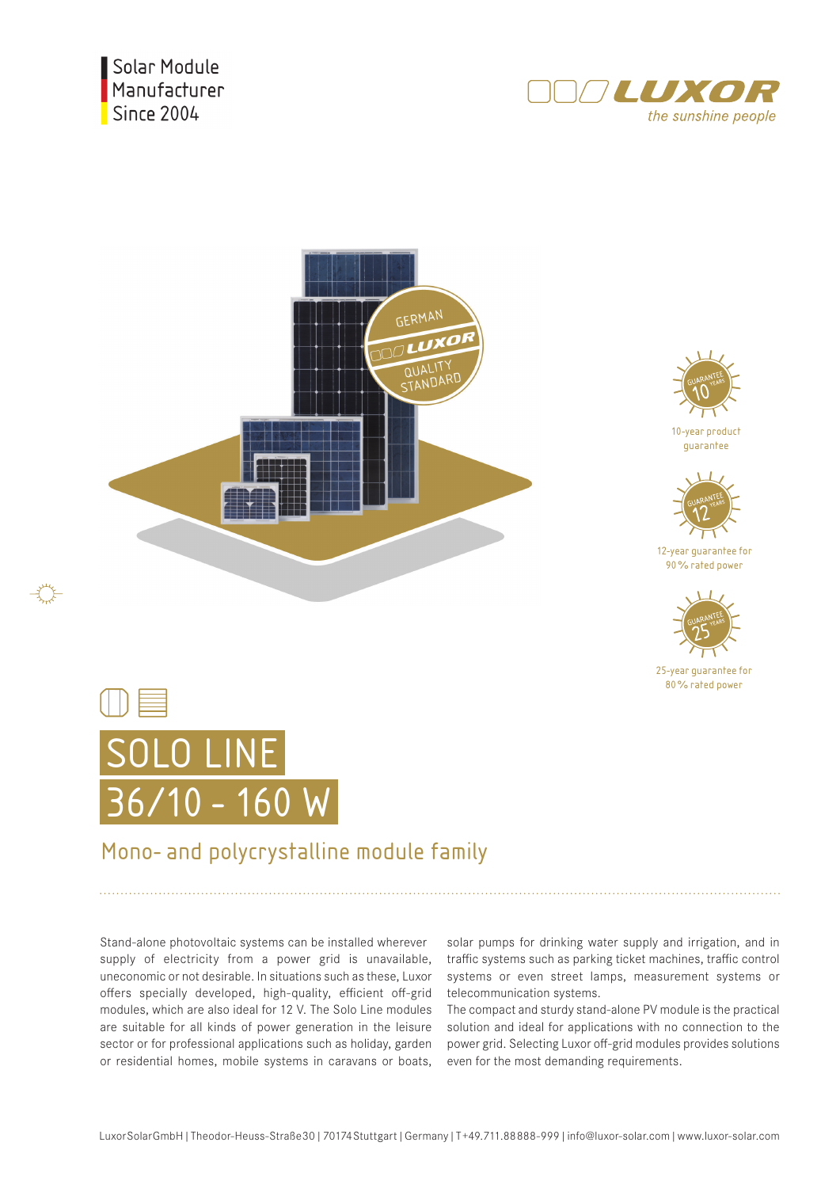Solar Module Manufacturer Since 2004

LUXOR
*the sunshine people*

GERMAN LUXOR QUALITY STANDARD

10-year product guarantee

12-year guarantee for 90 % rated power

25-year guarantee for 80 % rated power

# SOLO LINE
# 36/10 - 160 W

## Mono- and polycrystalline module family

Stand-alone photovoltaic systems can be installed wherever supply of electricity from a power grid is unavailable, uneconomic or not desirable. In situations such as these, Luxor offers specially developed, high-quality, efficient off-grid modules, which are also ideal for 12 V. The Solo Line modules are suitable for all kinds of power generation in the leisure sector or for professional applications such as holiday, garden or residential homes, mobile systems in caravans or boats, solar pumps for drinking water supply and irrigation, and in traffic systems such as parking ticket machines, traffic control systems or even street lamps, measurement systems or telecommunication systems.

The compact and sturdy stand-alone PV module is the practical solution and ideal for applications with no connection to the power grid. Selecting Luxor off-grid modules provides solutions even for the most demanding requirements.

LuxorSolarGmbH | Theodor-Heuss-Straße30 | 70174Stuttgart | Germany | T+49.711.88888-999 | info@luxor-solar.com | www.luxor-solar.com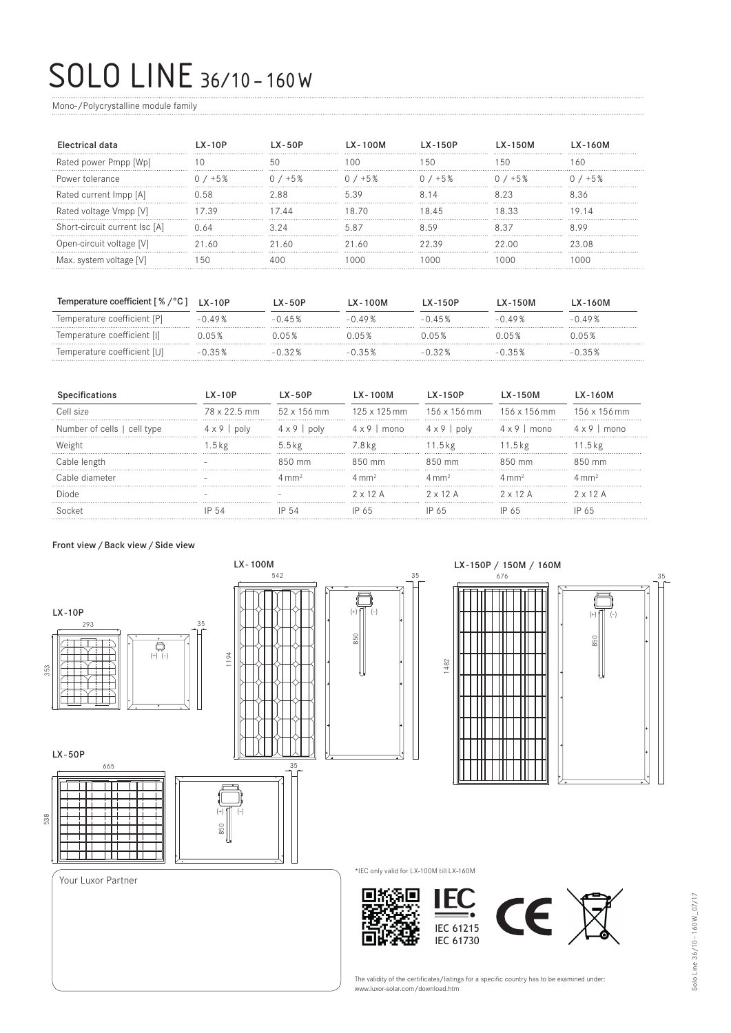# SOLO LINE 36/10 – 160 W

Mono-/Polycrystalline module family

| Electrical data | LX-10P | LX-50P | LX-100M | LX-150P | LX-150M | LX-160M |
|---|---|---|---|---|---|---|
| Rated power Pmpp [Wp] | 10 | 50 | 100 | 150 | 150 | 160 |
| Power tolerance | 0 / +5% | 0 / +5% | 0 / +5% | 0 / +5% | 0 / +5% | 0 / +5% |
| Rated current Impp [A] | 0.58 | 2.88 | 5.39 | 8.14 | 8.23 | 8.36 |
| Rated voltage Vmpp [V] | 17.39 | 17.44 | 18.70 | 18.45 | 18.33 | 19.14 |
| Short-circuit current Isc [A] | 0.64 | 3.24 | 5.87 | 8.59 | 8.37 | 8.99 |
| Open-circuit voltage [V] | 21.60 | 21.60 | 21.60 | 22.39 | 22.00 | 23.08 |
| Max. system voltage [V] | 150 | 400 | 1000 | 1000 | 1000 | 1000 |

| Temperature coefficient [ % /°C ] | LX-10P | LX-50P | LX-100M | LX-150P | LX-150M | LX-160M |
|---|---|---|---|---|---|---|
| Temperature coefficient [P] | -0.49% | -0.45% | -0.49% | -0.45% | -0.49% | -0.49% |
| Temperature coefficient [I] | 0.05% | 0.05% | 0.05% | 0.05% | 0.05% | 0.05% |
| Temperature coefficient [U] | -0.35% | -0.32% | -0.35% | -0.32% | -0.35% | -0.35% |

| Specifications | LX-10P | LX-50P | LX-100M | LX-150P | LX-150M | LX-160M |
|---|---|---|---|---|---|---|
| Cell size | 78 x 22.5 mm | 52 x 156 mm | 125 x 125 mm | 156 x 156 mm | 156 x 156 mm | 156 x 156 mm |
| Number of cells \| cell type | 4 x 9 \| poly | 4 x 9 \| poly | 4 x 9 \| mono | 4 x 9 \| poly | 4 x 9 \| mono | 4 x 9 \| mono |
| Weight | 1.5 kg | 5.5 kg | 7.8 kg | 11.5 kg | 11.5 kg | 11.5 kg |
| Cable length | – | 850 mm | 850 mm | 850 mm | 850 mm | 850 mm |
| Cable diameter | – | 4 mm² | 4 mm² | 4 mm² | 4 mm² | 4 mm² |
| Diode | – | – | 2 x 12 A | 2 x 12 A | 2 x 12 A | 2 x 12 A |
| Socket | IP 54 | IP 54 | IP 65 | IP 65 | IP 65 | IP 65 |

**Front view / Back view / Side view**

LX-10P
293
353
35
(+) (-)

LX-100M
542
1194
35
(+) (-)
850

LX-150P / 150M / 160M
676
1482
35
(+) (-)
850

LX-50P
665
538
35
(+) (-)
850

Your Luxor Partner

*IEC only valid for LX-100M till LX-160M

IEC
IEC 61215
IEC 61730

CE

The validity of the certificates/listings for a specific country has to be examined under: www.luxor-solar.com/download.htm

Solo Line 36/10 – 160W_07/17